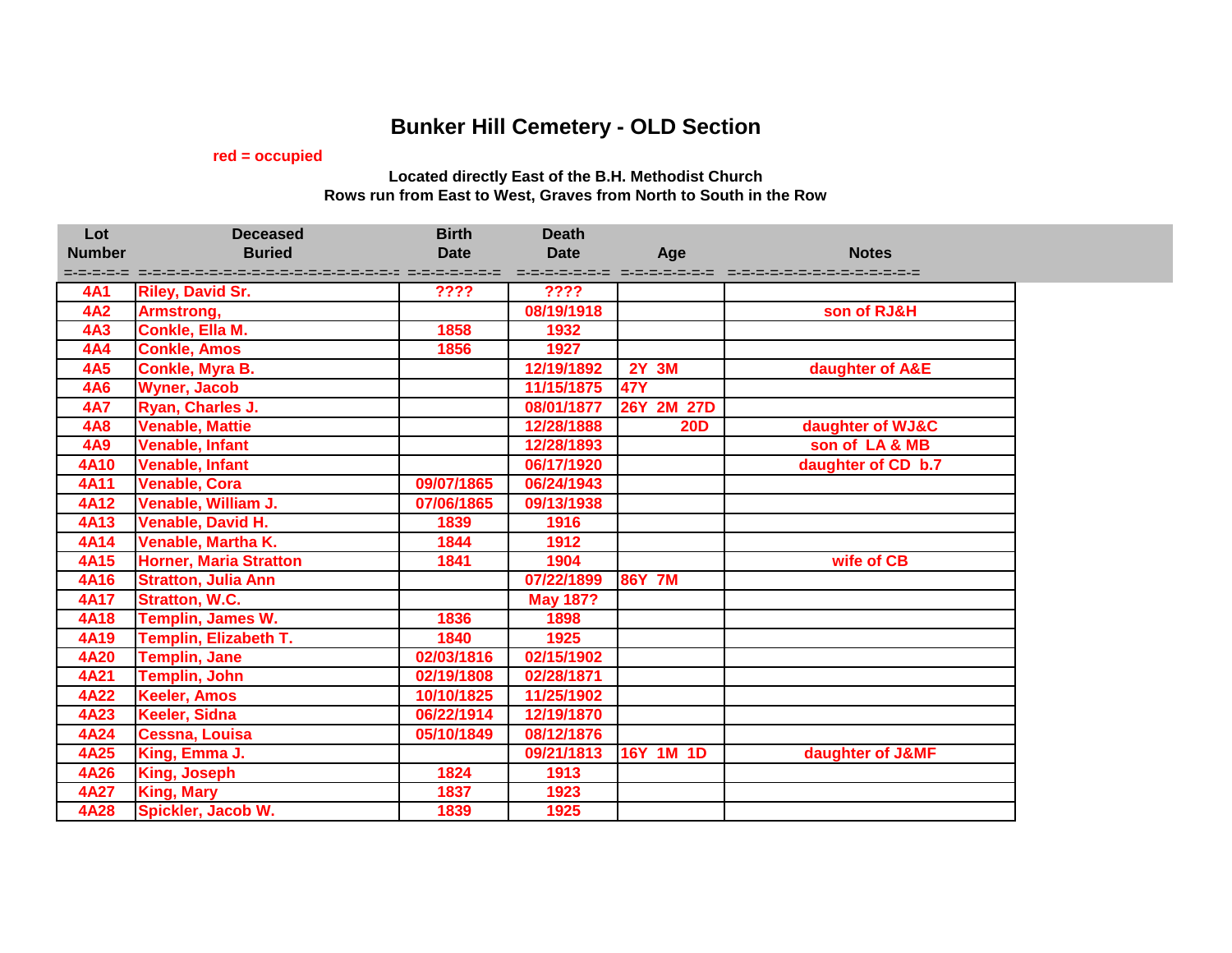# Bunker Hill Cemetery - OLD Section

red = occupied

**Located directly East of the B.H. Methodist Church**
**Rows run from East to West, Graves from North to South in the Row**

| Lot Number | Deceased Buried | Birth Date | Death Date | Age | Notes |
|---|---|---|---|---|---|
| 4A1 | Riley, David Sr. | ???? | ???? | | |
| 4A2 | Armstrong, | | 08/19/1918 | | son of RJ&H |
| 4A3 | Conkle, Ella M. | 1858 | 1932 | | |
| 4A4 | Conkle, Amos | 1856 | 1927 | | |
| 4A5 | Conkle, Myra B. | | 12/19/1892 | 2Y 3M | daughter of A&E |
| 4A6 | Wyner, Jacob | | 11/15/1875 | 47Y | |
| 4A7 | Ryan, Charles J. | | 08/01/1877 | 26Y 2M 27D | |
| 4A8 | Venable, Mattie | | 12/28/1888 | 20D | daughter of WJ&C |
| 4A9 | Venable, Infant | | 12/28/1893 | | son of LA & MB |
| 4A10 | Venable, Infant | | 06/17/1920 | | daughter of CD b.7 |
| 4A11 | Venable, Cora | 09/07/1865 | 06/24/1943 | | |
| 4A12 | Venable, William J. | 07/06/1865 | 09/13/1938 | | |
| 4A13 | Venable, David H. | 1839 | 1916 | | |
| 4A14 | Venable, Martha K. | 1844 | 1912 | | |
| 4A15 | Horner, Maria Stratton | 1841 | 1904 | | wife of CB |
| 4A16 | Stratton, Julia Ann | | 07/22/1899 | 86Y 7M | |
| 4A17 | Stratton, W.C. | | May 187? | | |
| 4A18 | Templin, James W. | 1836 | 1898 | | |
| 4A19 | Templin, Elizabeth T. | 1840 | 1925 | | |
| 4A20 | Templin, Jane | 02/03/1816 | 02/15/1902 | | |
| 4A21 | Templin, John | 02/19/1808 | 02/28/1871 | | |
| 4A22 | Keeler, Amos | 10/10/1825 | 11/25/1902 | | |
| 4A23 | Keeler, Sidna | 06/22/1914 | 12/19/1870 | | |
| 4A24 | Cessna, Louisa | 05/10/1849 | 08/12/1876 | | |
| 4A25 | King, Emma J. | | 09/21/1813 | 16Y 1M 1D | daughter of J&MF |
| 4A26 | King, Joseph | 1824 | 1913 | | |
| 4A27 | King, Mary | 1837 | 1923 | | |
| 4A28 | Spickler, Jacob W. | 1839 | 1925 | | |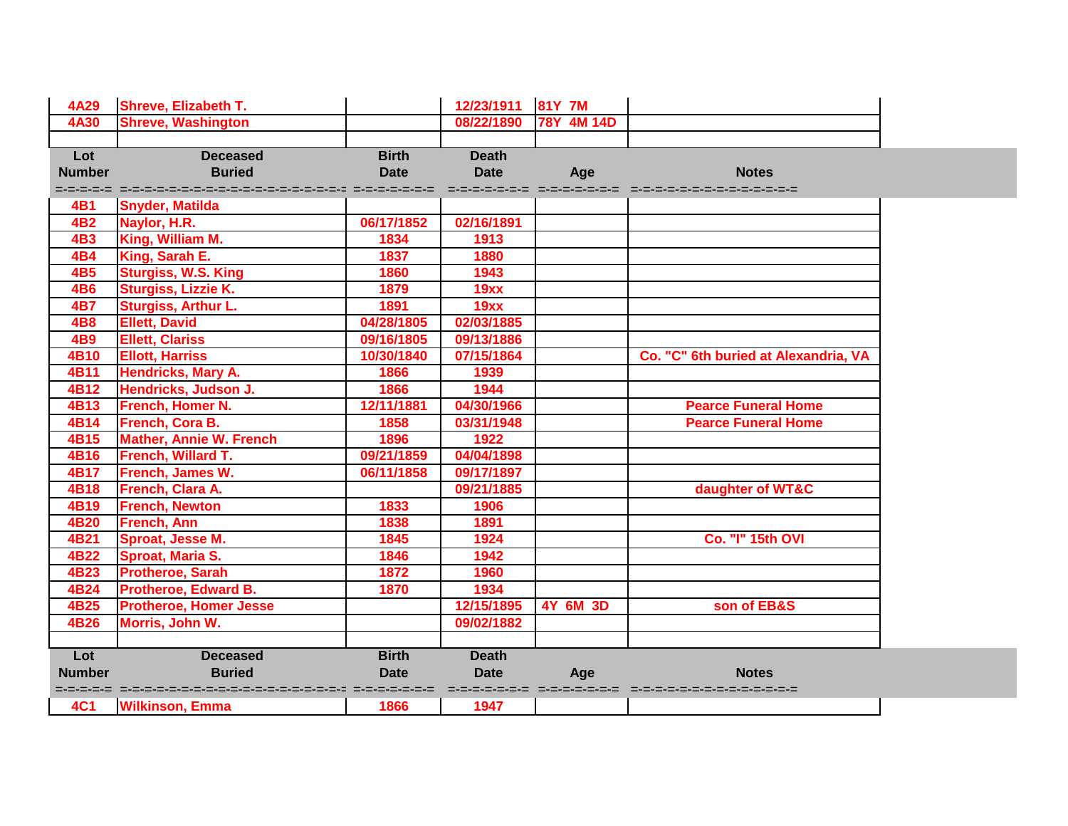| Lot Number | Deceased Buried | Birth Date | Death Date | Age | Notes |
|---|---|---|---|---|---|
| 4A29 | Shreve, Elizabeth T. | | 12/23/1911 | 81Y 7M | |
| 4A30 | Shreve, Washington | | 08/22/1890 | 78Y 4M 14D | |
| | | | | | |

| Lot Number | Deceased Buried | Birth Date | Death Date | Age | Notes |
|---|---|---|---|---|---|
| 4B1 | Snyder, Matilda | | | | |
| 4B2 | Naylor, H.R. | 06/17/1852 | 02/16/1891 | | |
| 4B3 | King, William M. | 1834 | 1913 | | |
| 4B4 | King, Sarah E. | 1837 | 1880 | | |
| 4B5 | Sturgiss, W.S. King | 1860 | 1943 | | |
| 4B6 | Sturgiss, Lizzie K. | 1879 | 19xx | | |
| 4B7 | Sturgiss, Arthur L. | 1891 | 19xx | | |
| 4B8 | Ellett, David | 04/28/1805 | 02/03/1885 | | |
| 4B9 | Ellett, Clariss | 09/16/1805 | 09/13/1886 | | |
| 4B10 | Ellott, Harriss | 10/30/1840 | 07/15/1864 | | Co. "C" 6th buried at Alexandria, VA |
| 4B11 | Hendricks, Mary A. | 1866 | 1939 | | |
| 4B12 | Hendricks, Judson J. | 1866 | 1944 | | |
| 4B13 | French, Homer N. | 12/11/1881 | 04/30/1966 | | Pearce Funeral Home |
| 4B14 | French, Cora B. | 1858 | 03/31/1948 | | Pearce Funeral Home |
| 4B15 | Mather, Annie W. French | 1896 | 1922 | | |
| 4B16 | French, Willard T. | 09/21/1859 | 04/04/1898 | | |
| 4B17 | French, James W. | 06/11/1858 | 09/17/1897 | | |
| 4B18 | French, Clara A. | | 09/21/1885 | | daughter of WT&C |
| 4B19 | French, Newton | 1833 | 1906 | | |
| 4B20 | French, Ann | 1838 | 1891 | | |
| 4B21 | Sproat, Jesse M. | 1845 | 1924 | | Co. "I" 15th OVI |
| 4B22 | Sproat, Maria S. | 1846 | 1942 | | |
| 4B23 | Protheroe, Sarah | 1872 | 1960 | | |
| 4B24 | Protheroe, Edward B. | 1870 | 1934 | | |
| 4B25 | Protheroe, Homer Jesse | | 12/15/1895 | 4Y 6M 3D | son of EB&S |
| 4B26 | Morris, John W. | | 09/02/1882 | | |
| | | | | | |

| Lot Number | Deceased Buried | Birth Date | Death Date | Age | Notes |
|---|---|---|---|---|---|
| 4C1 | Wilkinson, Emma | 1866 | 1947 | | |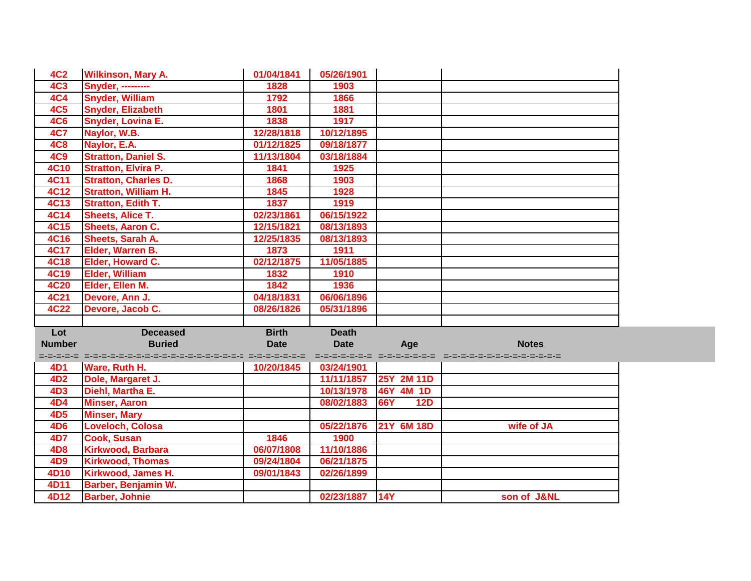| Lot Number | Deceased Buried | Birth Date | Death Date | Age | Notes |
|---|---|---|---|---|---|
| 4C2 | Wilkinson, Mary A. | 01/04/1841 | 05/26/1901 | | |
| 4C3 | Snyder, --------- | 1828 | 1903 | | |
| 4C4 | Snyder, William | 1792 | 1866 | | |
| 4C5 | Snyder, Elizabeth | 1801 | 1881 | | |
| 4C6 | Snyder, Lovina E. | 1838 | 1917 | | |
| 4C7 | Naylor, W.B. | 12/28/1818 | 10/12/1895 | | |
| 4C8 | Naylor, E.A. | 01/12/1825 | 09/18/1877 | | |
| 4C9 | Stratton, Daniel S. | 11/13/1804 | 03/18/1884 | | |
| 4C10 | Stratton, Elvira P. | 1841 | 1925 | | |
| 4C11 | Stratton, Charles D. | 1868 | 1903 | | |
| 4C12 | Stratton, William H. | 1845 | 1928 | | |
| 4C13 | Stratton, Edith T. | 1837 | 1919 | | |
| 4C14 | Sheets, Alice T. | 02/23/1861 | 06/15/1922 | | |
| 4C15 | Sheets, Aaron C. | 12/15/1821 | 08/13/1893 | | |
| 4C16 | Sheets, Sarah A. | 12/25/1835 | 08/13/1893 | | |
| 4C17 | Elder, Warren B. | 1873 | 1911 | | |
| 4C18 | Elder, Howard C. | 02/12/1875 | 11/05/1885 | | |
| 4C19 | Elder, William | 1832 | 1910 | | |
| 4C20 | Elder, Ellen M. | 1842 | 1936 | | |
| 4C21 | Devore, Ann J. | 04/18/1831 | 06/06/1896 | | |
| 4C22 | Devore, Jacob C. | 08/26/1826 | 05/31/1896 | | |

| Lot Number | Deceased Buried | Birth Date | Death Date | Age | Notes |
|---|---|---|---|---|---|
| 4D1 | Ware, Ruth H. | 10/20/1845 | 03/24/1901 | | |
| 4D2 | Dole, Margaret J. | | 11/11/1857 | 25Y 2M 11D | |
| 4D3 | Diehl, Martha E. | | 10/13/1978 | 46Y 4M 1D | |
| 4D4 | Minser, Aaron | | 08/02/1883 | 66Y 12D | |
| 4D5 | Minser, Mary | | | | |
| 4D6 | Loveloch, Colosa | | 05/22/1876 | 21Y 6M 18D | wife of JA |
| 4D7 | Cook, Susan | 1846 | 1900 | | |
| 4D8 | Kirkwood, Barbara | 06/07/1808 | 11/10/1886 | | |
| 4D9 | Kirkwood, Thomas | 09/24/1804 | 06/21/1875 | | |
| 4D10 | Kirkwood, James H. | 09/01/1843 | 02/26/1899 | | |
| 4D11 | Barber, Benjamin W. | | | | |
| 4D12 | Barber, Johnie | | 02/23/1887 | 14Y | son of J&NL |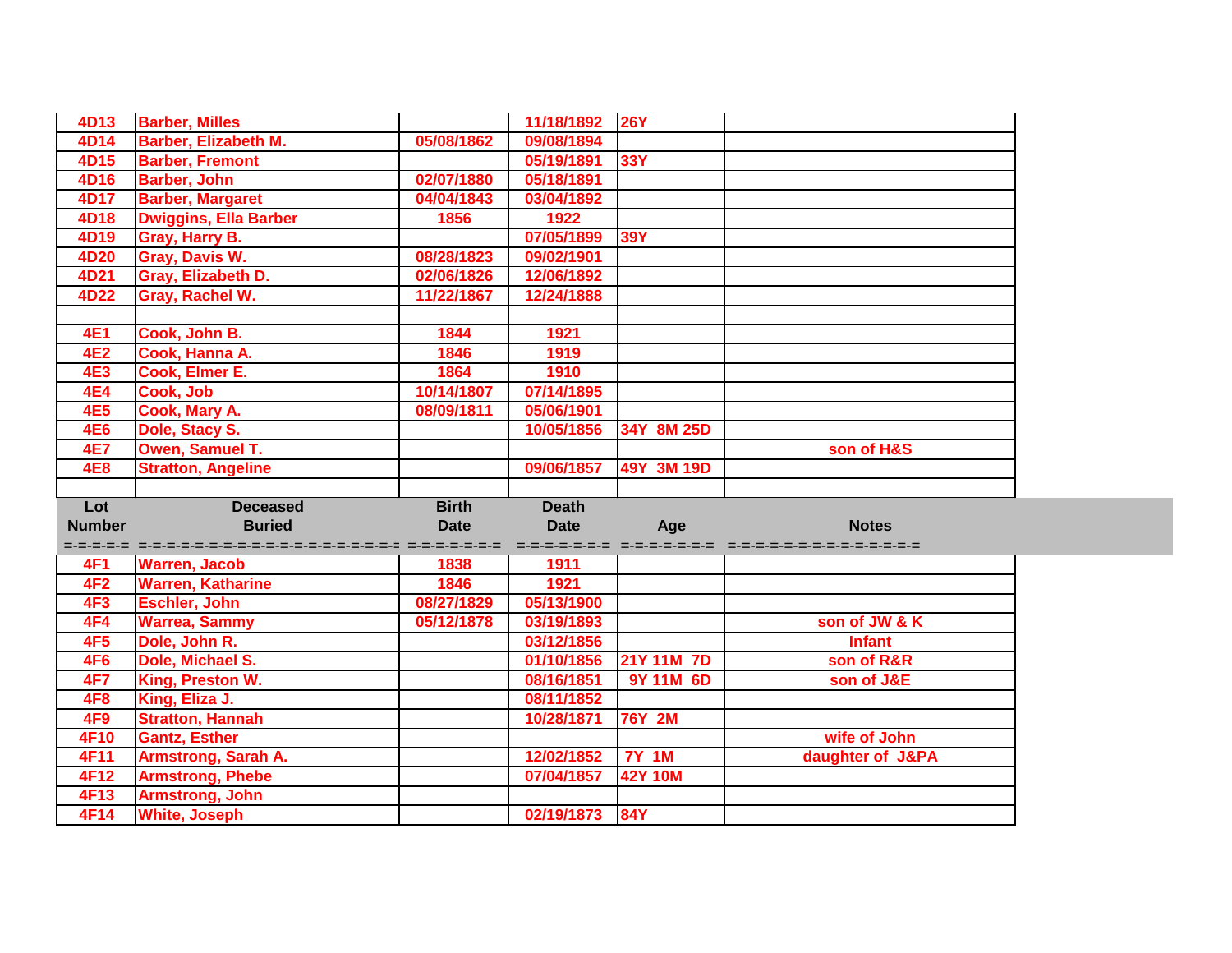| Lot Number | Deceased Buried | Birth Date | Death Date | Age | Notes |
|---|---|---|---|---|---|
| 4D13 | Barber, Milles | | 11/18/1892 | 26Y | |
| 4D14 | Barber, Elizabeth M. | 05/08/1862 | 09/08/1894 | | |
| 4D15 | Barber, Fremont | | 05/19/1891 | 33Y | |
| 4D16 | Barber, John | 02/07/1880 | 05/18/1891 | | |
| 4D17 | Barber, Margaret | 04/04/1843 | 03/04/1892 | | |
| 4D18 | Dwiggins, Ella Barber | 1856 | 1922 | | |
| 4D19 | Gray, Harry B. | | 07/05/1899 | 39Y | |
| 4D20 | Gray, Davis W. | 08/28/1823 | 09/02/1901 | | |
| 4D21 | Gray, Elizabeth D. | 02/06/1826 | 12/06/1892 | | |
| 4D22 | Gray, Rachel W. | 11/22/1867 | 12/24/1888 | | |
| | | | | | |
| 4E1 | Cook, John B. | 1844 | 1921 | | |
| 4E2 | Cook, Hanna A. | 1846 | 1919 | | |
| 4E3 | Cook, Elmer E. | 1864 | 1910 | | |
| 4E4 | Cook, Job | 10/14/1807 | 07/14/1895 | | |
| 4E5 | Cook, Mary A. | 08/09/1811 | 05/06/1901 | | |
| 4E6 | Dole, Stacy S. | | 10/05/1856 | 34Y 8M 25D | |
| 4E7 | Owen, Samuel T. | | | | son of H&S |
| 4E8 | Stratton, Angeline | | 09/06/1857 | 49Y 3M 19D | |

| Lot Number | Deceased Buried | Birth Date | Death Date | Age | Notes |
|---|---|---|---|---|---|
| 4F1 | Warren, Jacob | 1838 | 1911 | | |
| 4F2 | Warren, Katharine | 1846 | 1921 | | |
| 4F3 | Eschler, John | 08/27/1829 | 05/13/1900 | | |
| 4F4 | Warrea, Sammy | 05/12/1878 | 03/19/1893 | | son of JW & K |
| 4F5 | Dole, John R. | | 03/12/1856 | | Infant |
| 4F6 | Dole, Michael S. | | 01/10/1856 | 21Y 11M 7D | son of R&R |
| 4F7 | King, Preston W. | | 08/16/1851 | 9Y 11M 6D | son of J&E |
| 4F8 | King, Eliza J. | | 08/11/1852 | | |
| 4F9 | Stratton, Hannah | | 10/28/1871 | 76Y 2M | |
| 4F10 | Gantz, Esther | | | | wife of John |
| 4F11 | Armstrong, Sarah A. | | 12/02/1852 | 7Y 1M | daughter of J&PA |
| 4F12 | Armstrong, Phebe | | 07/04/1857 | 42Y 10M | |
| 4F13 | Armstrong, John | | | | |
| 4F14 | White, Joseph | | 02/19/1873 | 84Y | |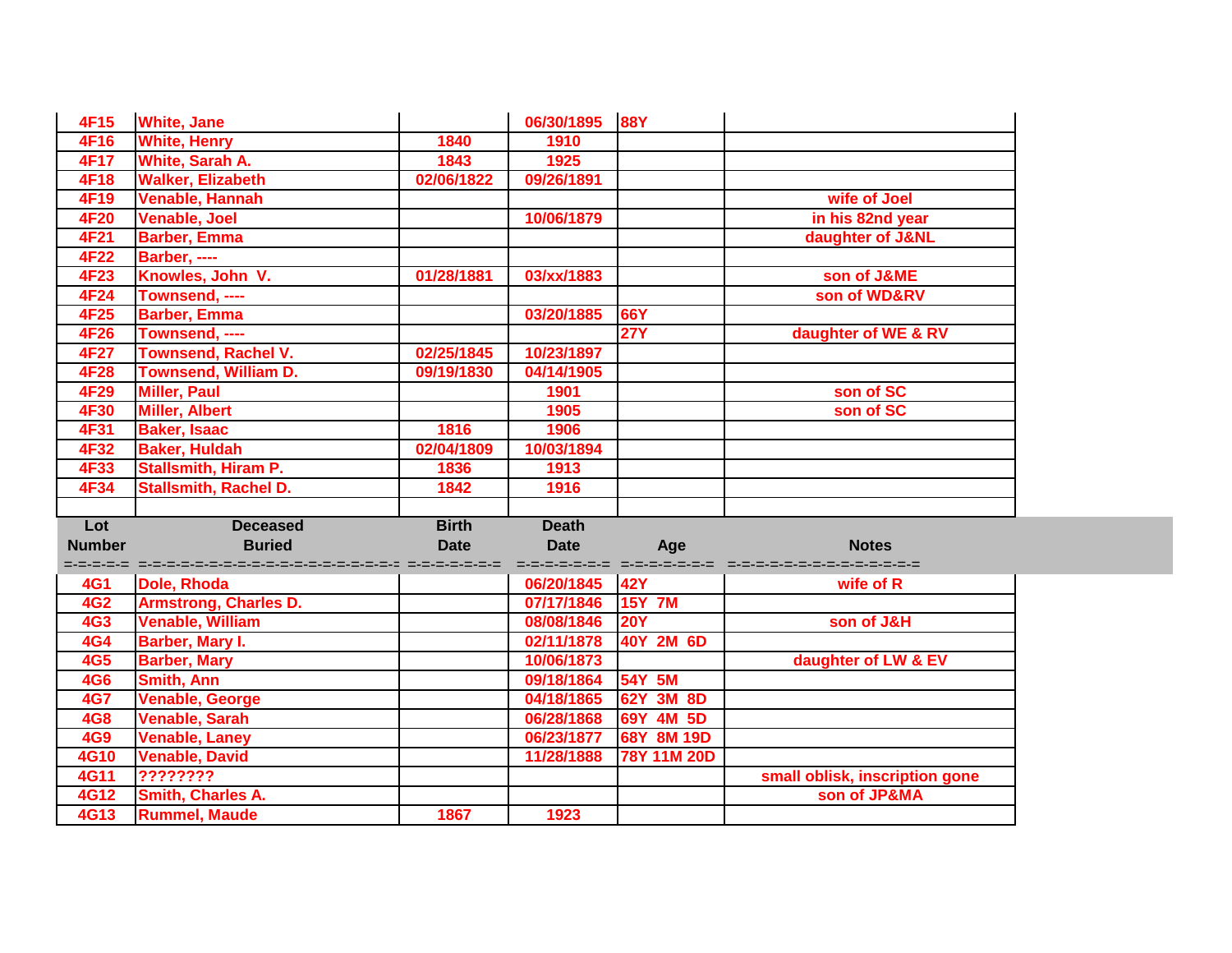| Lot Number | Deceased Buried | Birth Date | Death Date | Age | Notes |
|---|---|---|---|---|---|
| 4F15 | White, Jane | | 06/30/1895 | 88Y | |
| 4F16 | White, Henry | 1840 | 1910 | | |
| 4F17 | White, Sarah A. | 1843 | 1925 | | |
| 4F18 | Walker, Elizabeth | 02/06/1822 | 09/26/1891 | | |
| 4F19 | Venable, Hannah | | | | wife of Joel |
| 4F20 | Venable, Joel | | 10/06/1879 | | in his 82nd year |
| 4F21 | Barber, Emma | | | | daughter of J&NL |
| 4F22 | Barber, ---- | | | | |
| 4F23 | Knowles, John V. | 01/28/1881 | 03/xx/1883 | | son of J&ME |
| 4F24 | Townsend, ---- | | | | son of WD&RV |
| 4F25 | Barber, Emma | | 03/20/1885 | 66Y | |
| 4F26 | Townsend, ---- | | | 27Y | daughter of WE & RV |
| 4F27 | Townsend, Rachel V. | 02/25/1845 | 10/23/1897 | | |
| 4F28 | Townsend, William D. | 09/19/1830 | 04/14/1905 | | |
| 4F29 | Miller, Paul | | 1901 | | son of SC |
| 4F30 | Miller, Albert | | 1905 | | son of SC |
| 4F31 | Baker, Isaac | 1816 | 1906 | | |
| 4F32 | Baker, Huldah | 02/04/1809 | 10/03/1894 | | |
| 4F33 | Stallsmith, Hiram P. | 1836 | 1913 | | |
| 4F34 | Stallsmith, Rachel D. | 1842 | 1916 | | |
| | | | | | |

| Lot Number | Deceased Buried | Birth Date | Death Date | Age | Notes |
|---|---|---|---|---|---|
| 4G1 | Dole, Rhoda | | 06/20/1845 | 42Y | wife of R |
| 4G2 | Armstrong, Charles D. | | 07/17/1846 | 15Y 7M | |
| 4G3 | Venable, William | | 08/08/1846 | 20Y | son of J&H |
| 4G4 | Barber, Mary I. | | 02/11/1878 | 40Y 2M 6D | |
| 4G5 | Barber, Mary | | 10/06/1873 | | daughter of LW & EV |
| 4G6 | Smith, Ann | | 09/18/1864 | 54Y 5M | |
| 4G7 | Venable, George | | 04/18/1865 | 62Y 3M 8D | |
| 4G8 | Venable, Sarah | | 06/28/1868 | 69Y 4M 5D | |
| 4G9 | Venable, Laney | | 06/23/1877 | 68Y 8M 19D | |
| 4G10 | Venable, David | | 11/28/1888 | 78Y 11M 20D | |
| 4G11 | ???????? | | | | small oblisk, inscription gone |
| 4G12 | Smith, Charles A. | | | | son of JP&MA |
| 4G13 | Rummel, Maude | 1867 | 1923 | | |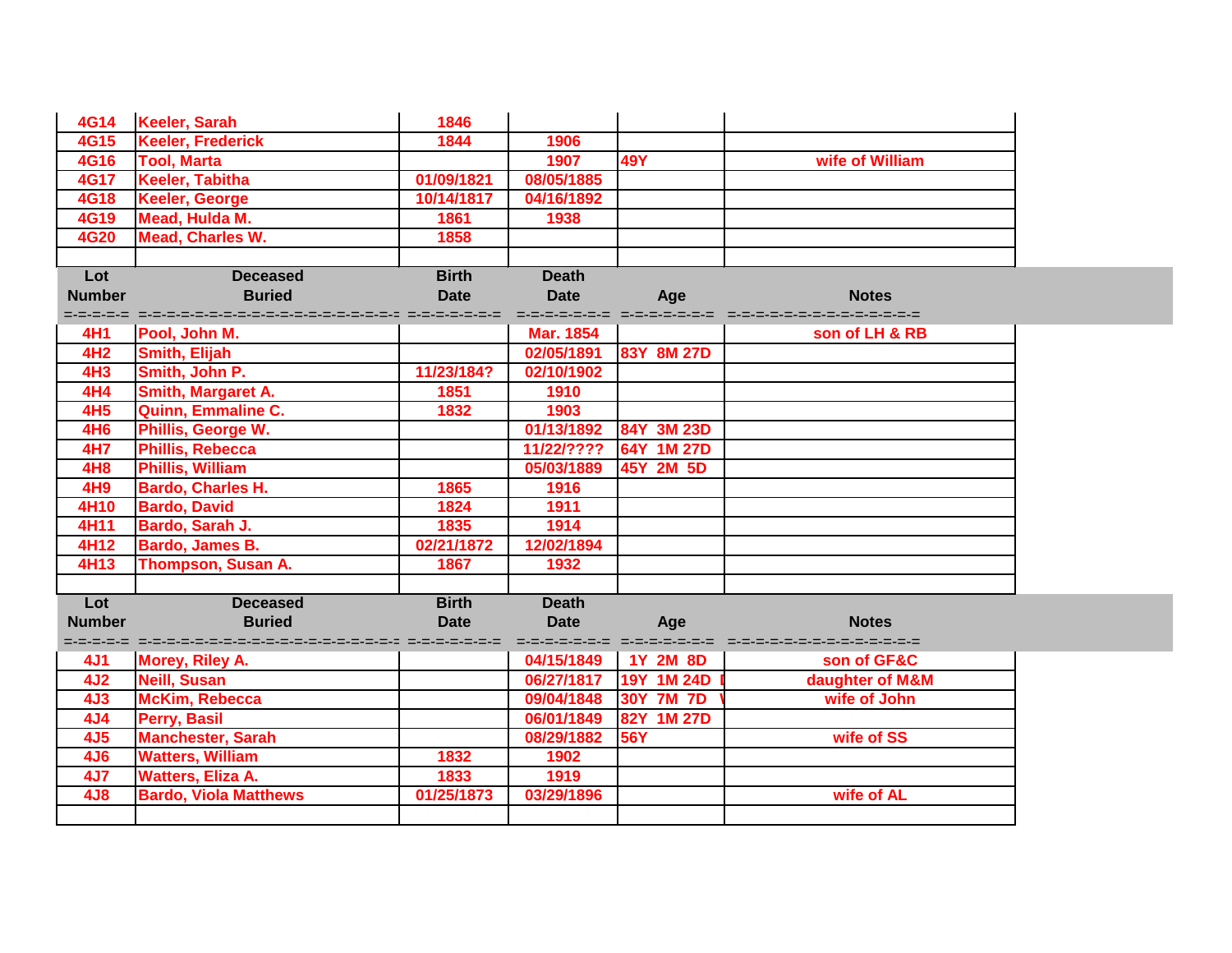| Lot Number | Deceased Buried | Birth Date | Death Date | Age | Notes |
|---|---|---|---|---|---|
| 4G14 | Keeler, Sarah | 1846 | | | |
| 4G15 | Keeler, Frederick | 1844 | 1906 | | |
| 4G16 | Tool, Marta | | 1907 | 49Y | wife of William |
| 4G17 | Keeler, Tabitha | 01/09/1821 | 08/05/1885 | | |
| 4G18 | Keeler, George | 10/14/1817 | 04/16/1892 | | |
| 4G19 | Mead, Hulda M. | 1861 | 1938 | | |
| 4G20 | Mead, Charles W. | 1858 | | | |

| Lot Number | Deceased Buried | Birth Date | Death Date | Age | Notes |
|---|---|---|---|---|---|
| 4H1 | Pool, John M. | | Mar. 1854 | | son of LH & RB |
| 4H2 | Smith, Elijah | | 02/05/1891 | 83Y 8M 27D | |
| 4H3 | Smith, John P. | 11/23/184? | 02/10/1902 | | |
| 4H4 | Smith, Margaret A. | 1851 | 1910 | | |
| 4H5 | Quinn, Emmaline C. | 1832 | 1903 | | |
| 4H6 | Phillis, George W. | | 01/13/1892 | 84Y 3M 23D | |
| 4H7 | Phillis, Rebecca | | 11/22/???? | 64Y 1M 27D | |
| 4H8 | Phillis, William | | 05/03/1889 | 45Y 2M 5D | |
| 4H9 | Bardo, Charles H. | 1865 | 1916 | | |
| 4H10 | Bardo, David | 1824 | 1911 | | |
| 4H11 | Bardo, Sarah J. | 1835 | 1914 | | |
| 4H12 | Bardo, James B. | 02/21/1872 | 12/02/1894 | | |
| 4H13 | Thompson, Susan A. | 1867 | 1932 | | |

| Lot Number | Deceased Buried | Birth Date | Death Date | Age | Notes |
|---|---|---|---|---|---|
| 4J1 | Morey, Riley A. | | 04/15/1849 | 1Y 2M 8D | son of GF&C |
| 4J2 | Neill, Susan | | 06/27/1817 | 19Y 1M 24D | daughter of M&M |
| 4J3 | McKim, Rebecca | | 09/04/1848 | 30Y 7M 7D | wife of John |
| 4J4 | Perry, Basil | | 06/01/1849 | 82Y 1M 27D | |
| 4J5 | Manchester, Sarah | | 08/29/1882 | 56Y | wife of SS |
| 4J6 | Watters, William | 1832 | 1902 | | |
| 4J7 | Watters, Eliza A. | 1833 | 1919 | | |
| 4J8 | Bardo, Viola Matthews | 01/25/1873 | 03/29/1896 | | wife of AL |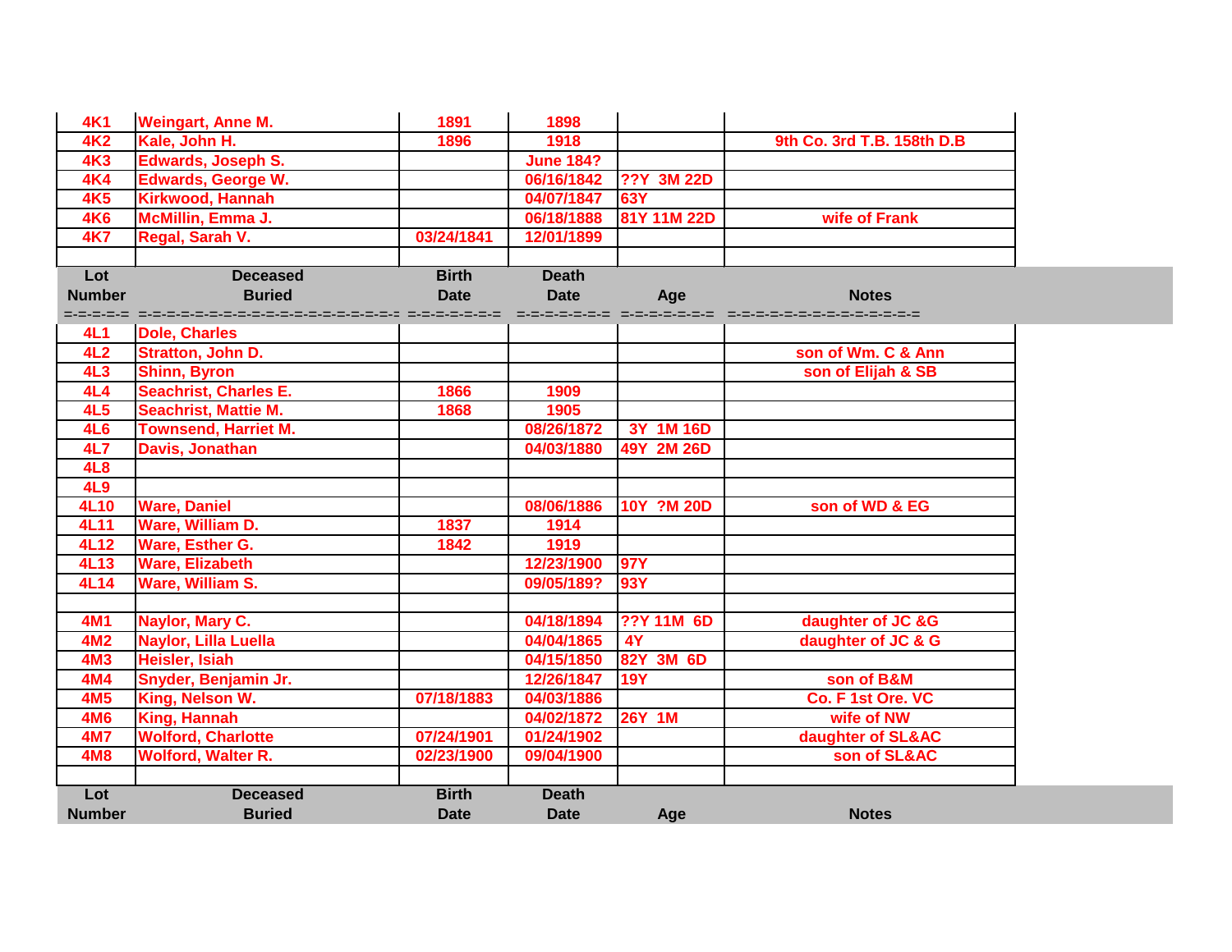| Lot Number | Deceased Buried | Birth Date | Death Date | Age | Notes |
|---|---|---|---|---|---|
| 4K1 | Weingart, Anne M. | 1891 | 1898 | | |
| 4K2 | Kale, John H. | 1896 | 1918 | | 9th Co. 3rd T.B. 158th D.B |
| 4K3 | Edwards, Joseph S. | | June 184? | | |
| 4K4 | Edwards, George W. | | 06/16/1842 | ??Y 3M 22D | |
| 4K5 | Kirkwood, Hannah | | 04/07/1847 | 63Y | |
| 4K6 | McMillin, Emma J. | | 06/18/1888 | 81Y 11M 22D | wife of Frank |
| 4K7 | Regal, Sarah V. | 03/24/1841 | 12/01/1899 | | |
| | | | | | |

| Lot Number | Deceased Buried | Birth Date | Death Date | Age | Notes |
|---|---|---|---|---|---|
| =-=-=-=-= | =-=-=-=-=-=-=-=-=-=-=-=-=-=-=-=-=-= | =-=-=-=-=-=-= | =-=-=-=-=-=-= | =-=-=-=-=-=-= | =-=-=-=-=-=-=-=-=-=-=-=-=-= |
| 4L1 | Dole, Charles | | | | |
| 4L2 | Stratton, John D. | | | | son of Wm. C & Ann |
| 4L3 | Shinn, Byron | | | | son of Elijah & SB |
| 4L4 | Seachrist, Charles E. | 1866 | 1909 | | |
| 4L5 | Seachrist, Mattie M. | 1868 | 1905 | | |
| 4L6 | Townsend, Harriet M. | | 08/26/1872 | 3Y 1M 16D | |
| 4L7 | Davis, Jonathan | | 04/03/1880 | 49Y 2M 26D | |
| 4L8 | | | | | |
| 4L9 | | | | | |
| 4L10 | Ware, Daniel | | 08/06/1886 | 10Y ?M 20D | son of WD & EG |
| 4L11 | Ware, William D. | 1837 | 1914 | | |
| 4L12 | Ware, Esther G. | 1842 | 1919 | | |
| 4L13 | Ware, Elizabeth | | 12/23/1900 | 97Y | |
| 4L14 | Ware, William S. | | 09/05/189? | 93Y | |
| | | | | | |
| 4M1 | Naylor, Mary C. | | 04/18/1894 | ??Y 11M 6D | daughter of JC &G |
| 4M2 | Naylor, Lilla Luella | | 04/04/1865 | 4Y | daughter of JC & G |
| 4M3 | Heisler, Isiah | | 04/15/1850 | 82Y 3M 6D | |
| 4M4 | Snyder, Benjamin Jr. | | 12/26/1847 | 19Y | son of B&M |
| 4M5 | King, Nelson W. | 07/18/1883 | 04/03/1886 | | Co. F 1st Ore. VC |
| 4M6 | King, Hannah | | 04/02/1872 | 26Y 1M | wife of NW |
| 4M7 | Wolford, Charlotte | 07/24/1901 | 01/24/1902 | | daughter of SL&AC |
| 4M8 | Wolford, Walter R. | 02/23/1900 | 09/04/1900 | | son of SL&AC |
| | | | | | |

| Lot Number | Deceased Buried | Birth Date | Death Date | Age | Notes |
|---|---|---|---|---|---|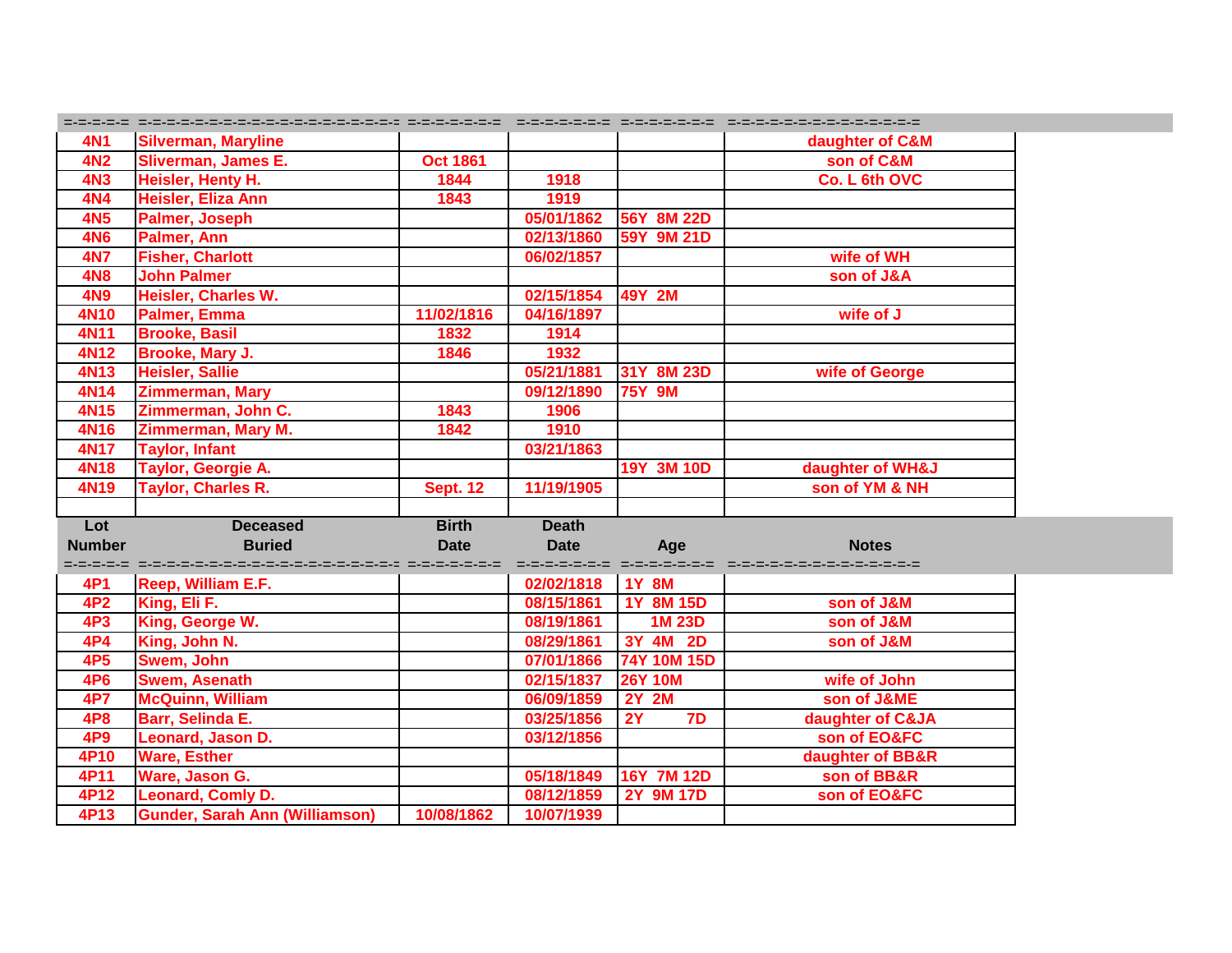| Lot Number | Deceased Buried | Birth Date | Death Date | Age | Notes |
|---|---|---|---|---|---|
| 4N1 | Silverman, Maryline | | | | daughter of C&M |
| 4N2 | Sliverman, James E. | Oct 1861 | | | son of C&M |
| 4N3 | Heisler, Henty H. | 1844 | 1918 | | Co. L 6th OVC |
| 4N4 | Heisler, Eliza Ann | 1843 | 1919 | | |
| 4N5 | Palmer, Joseph | | 05/01/1862 | 56Y 8M 22D | |
| 4N6 | Palmer, Ann | | 02/13/1860 | 59Y 9M 21D | |
| 4N7 | Fisher, Charlott | | 06/02/1857 | | wife of WH |
| 4N8 | John Palmer | | | | son of J&A |
| 4N9 | Heisler, Charles W. | | 02/15/1854 | 49Y 2M | |
| 4N10 | Palmer, Emma | 11/02/1816 | 04/16/1897 | | wife of J |
| 4N11 | Brooke, Basil | 1832 | 1914 | | |
| 4N12 | Brooke, Mary J. | 1846 | 1932 | | |
| 4N13 | Heisler, Sallie | | 05/21/1881 | 31Y 8M 23D | wife of George |
| 4N14 | Zimmerman, Mary | | 09/12/1890 | 75Y 9M | |
| 4N15 | Zimmerman, John C. | 1843 | 1906 | | |
| 4N16 | Zimmerman, Mary M. | 1842 | 1910 | | |
| 4N17 | Taylor, Infant | | 03/21/1863 | | |
| 4N18 | Taylor, Georgie A. | | | 19Y 3M 10D | daughter of WH&J |
| 4N19 | Taylor, Charles R. | Sept. 12 | 11/19/1905 | | son of YM & NH |
| | | | | | |

| Lot Number | Deceased Buried | Birth Date | Death Date | Age | Notes |
|---|---|---|---|---|---|
| 4P1 | Reep, William E.F. | | 02/02/1818 | 1Y 8M | |
| 4P2 | King, Eli F. | | 08/15/1861 | 1Y 8M 15D | son of J&M |
| 4P3 | King, George W. | | 08/19/1861 | 1M 23D | son of J&M |
| 4P4 | King, John N. | | 08/29/1861 | 3Y 4M 2D | son of J&M |
| 4P5 | Swem, John | | 07/01/1866 | 74Y 10M 15D | |
| 4P6 | Swem, Asenath | | 02/15/1837 | 26Y 10M | wife of John |
| 4P7 | McQuinn, William | | 06/09/1859 | 2Y 2M | son of J&ME |
| 4P8 | Barr, Selinda E. | | 03/25/1856 | 2Y 7D | daughter of C&JA |
| 4P9 | Leonard, Jason D. | | 03/12/1856 | | son of EO&FC |
| 4P10 | Ware, Esther | | | | daughter of BB&R |
| 4P11 | Ware, Jason G. | | 05/18/1849 | 16Y 7M 12D | son of BB&R |
| 4P12 | Leonard, Comly D. | | 08/12/1859 | 2Y 9M 17D | son of EO&FC |
| 4P13 | Gunder, Sarah Ann (Williamson) | 10/08/1862 | 10/07/1939 | | |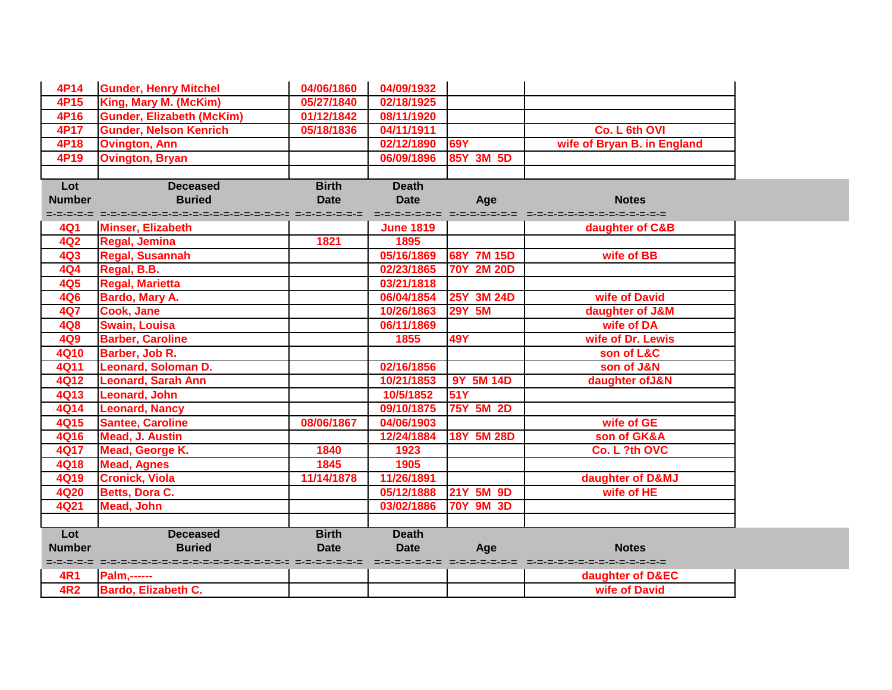| Lot Number | Deceased Buried | Birth Date | Death Date | Age | Notes |
|---|---|---|---|---|---|
| 4P14 | Gunder, Henry Mitchel | 04/06/1860 | 04/09/1932 | | |
| 4P15 | King, Mary M. (McKim) | 05/27/1840 | 02/18/1925 | | |
| 4P16 | Gunder, Elizabeth (McKim) | 01/12/1842 | 08/11/1920 | | |
| 4P17 | Gunder, Nelson Kenrich | 05/18/1836 | 04/11/1911 | | Co. L 6th OVI |
| 4P18 | Ovington, Ann | | 02/12/1890 | 69Y | wife of Bryan B. in England |
| 4P19 | Ovington, Bryan | | 06/09/1896 | 85Y 3M 5D | |
| | | | | | |

| Lot Number | Deceased Buried | Birth Date | Death Date | Age | Notes |
|---|---|---|---|---|---|
| =-=-=-=-= | =-=-=-=-=-=-=-=-=-=-=-=-=-=-=-=-=-=-=-=-=-=-=-= | =-=-=-=-=-=-=-= | =-=-=-=-=-=-=-= | =-=-=-=-=-=-=-= | =-=-=-=-=-=-=-=-=-=-=-=-=-=-=-= |
| 4Q1 | Minser, Elizabeth | | June 1819 | | daughter of C&B |
| 4Q2 | Regal, Jemina | 1821 | 1895 | | |
| 4Q3 | Regal, Susannah | | 05/16/1869 | 68Y 7M 15D | wife of BB |
| 4Q4 | Regal, B.B. | | 02/23/1865 | 70Y 2M 20D | |
| 4Q5 | Regal, Marietta | | 03/21/1818 | | |
| 4Q6 | Bardo, Mary A. | | 06/04/1854 | 25Y 3M 24D | wife of David |
| 4Q7 | Cook, Jane | | 10/26/1863 | 29Y 5M | daughter of J&M |
| 4Q8 | Swain, Louisa | | 06/11/1869 | | wife of DA |
| 4Q9 | Barber, Caroline | | 1855 | 49Y | wife of Dr. Lewis |
| 4Q10 | Barber, Job R. | | | | son of L&C |
| 4Q11 | Leonard, Soloman D. | | 02/16/1856 | | son of J&N |
| 4Q12 | Leonard, Sarah Ann | | 10/21/1853 | 9Y 5M 14D | daughter ofJ&N |
| 4Q13 | Leonard, John | | 10/5/1852 | 51Y | |
| 4Q14 | Leonard, Nancy | | 09/10/1875 | 75Y 5M 2D | |
| 4Q15 | Santee, Caroline | 08/06/1867 | 04/06/1903 | | wife of GE |
| 4Q16 | Mead, J. Austin | | 12/24/1884 | 18Y 5M 28D | son of GK&A |
| 4Q17 | Mead, George K. | 1840 | 1923 | | Co. L ?th OVC |
| 4Q18 | Mead, Agnes | 1845 | 1905 | | |
| 4Q19 | Cronick, Viola | 11/14/1878 | 11/26/1891 | | daughter of D&MJ |
| 4Q20 | Betts, Dora C. | | 05/12/1888 | 21Y 5M 9D | wife of HE |
| 4Q21 | Mead, John | | 03/02/1886 | 70Y 9M 3D | |
| | | | | | |

| Lot Number | Deceased Buried | Birth Date | Death Date | Age | Notes |
|---|---|---|---|---|---|
| =-=-=-=-= | =-=-=-=-=-=-=-=-=-=-=-=-=-=-=-=-=-=-=-=-=-=-=-= | =-=-=-=-=-=-=-= | =-=-=-=-=-=-=-= | =-=-=-=-=-=-=-= | =-=-=-=-=-=-=-=-=-=-=-=-=-=-=-= |
| 4R1 | Palm,------ | | | | daughter of D&EC |
| 4R2 | Bardo, Elizabeth C. | | | | wife of David |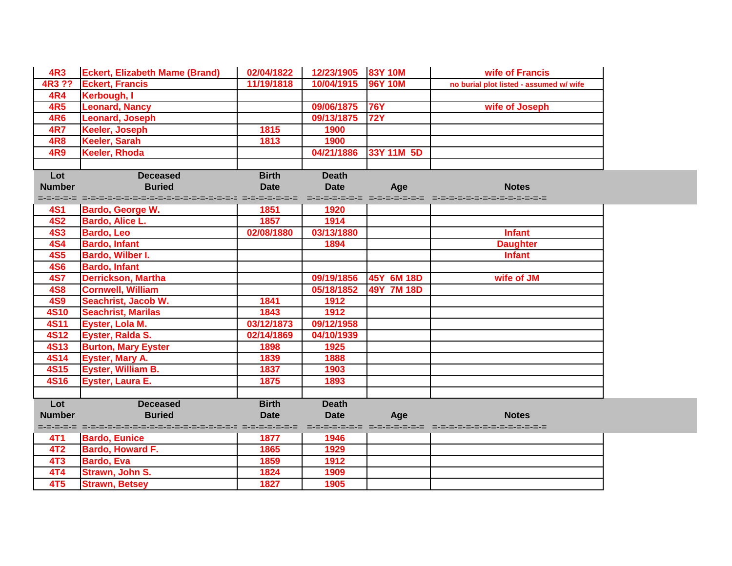| Lot Number | Deceased Buried | Birth Date | Death Date | Age | Notes |
|---|---|---|---|---|---|
| 4R3 | Eckert, Elizabeth Mame (Brand) | 02/04/1822 | 12/23/1905 | 83Y 10M | wife of Francis |
| 4R3 ?? | Eckert, Francis | 11/19/1818 | 10/04/1915 | 96Y 10M | no burial plot listed - assumed w/ wife |
| 4R4 | Kerbough, I | | | | |
| 4R5 | Leonard, Nancy | | 09/06/1875 | 76Y | wife of Joseph |
| 4R6 | Leonard, Joseph | | 09/13/1875 | 72Y | |
| 4R7 | Keeler, Joseph | 1815 | 1900 | | |
| 4R8 | Keeler, Sarah | 1813 | 1900 | | |
| 4R9 | Keeler, Rhoda | | 04/21/1886 | 33Y 11M 5D | |

| Lot Number | Deceased Buried | Birth Date | Death Date | Age | Notes |
|---|---|---|---|---|---|
| 4S1 | Bardo, George W. | 1851 | 1920 | | |
| 4S2 | Bardo, Alice L. | 1857 | 1914 | | |
| 4S3 | Bardo, Leo | 02/08/1880 | 03/13/1880 | | Infant |
| 4S4 | Bardo, Infant | | 1894 | | Daughter |
| 4S5 | Bardo, Wilber I. | | | | Infant |
| 4S6 | Bardo, Infant | | | | |
| 4S7 | Derrickson, Martha | | 09/19/1856 | 45Y 6M 18D | wife of JM |
| 4S8 | Cornwell, William | | 05/18/1852 | 49Y 7M 18D | |
| 4S9 | Seachrist, Jacob W. | 1841 | 1912 | | |
| 4S10 | Seachrist, Marilas | 1843 | 1912 | | |
| 4S11 | Eyster, Lola M. | 03/12/1873 | 09/12/1958 | | |
| 4S12 | Eyster, Ralda S. | 02/14/1869 | 04/10/1939 | | |
| 4S13 | Burton, Mary Eyster | 1898 | 1925 | | |
| 4S14 | Eyster, Mary A. | 1839 | 1888 | | |
| 4S15 | Eyster, William B. | 1837 | 1903 | | |
| 4S16 | Eyster, Laura E. | 1875 | 1893 | | |

| Lot Number | Deceased Buried | Birth Date | Death Date | Age | Notes |
|---|---|---|---|---|---|
| 4T1 | Bardo, Eunice | 1877 | 1946 | | |
| 4T2 | Bardo, Howard F. | 1865 | 1929 | | |
| 4T3 | Bardo, Eva | 1859 | 1912 | | |
| 4T4 | Strawn, John S. | 1824 | 1909 | | |
| 4T5 | Strawn, Betsey | 1827 | 1905 | | |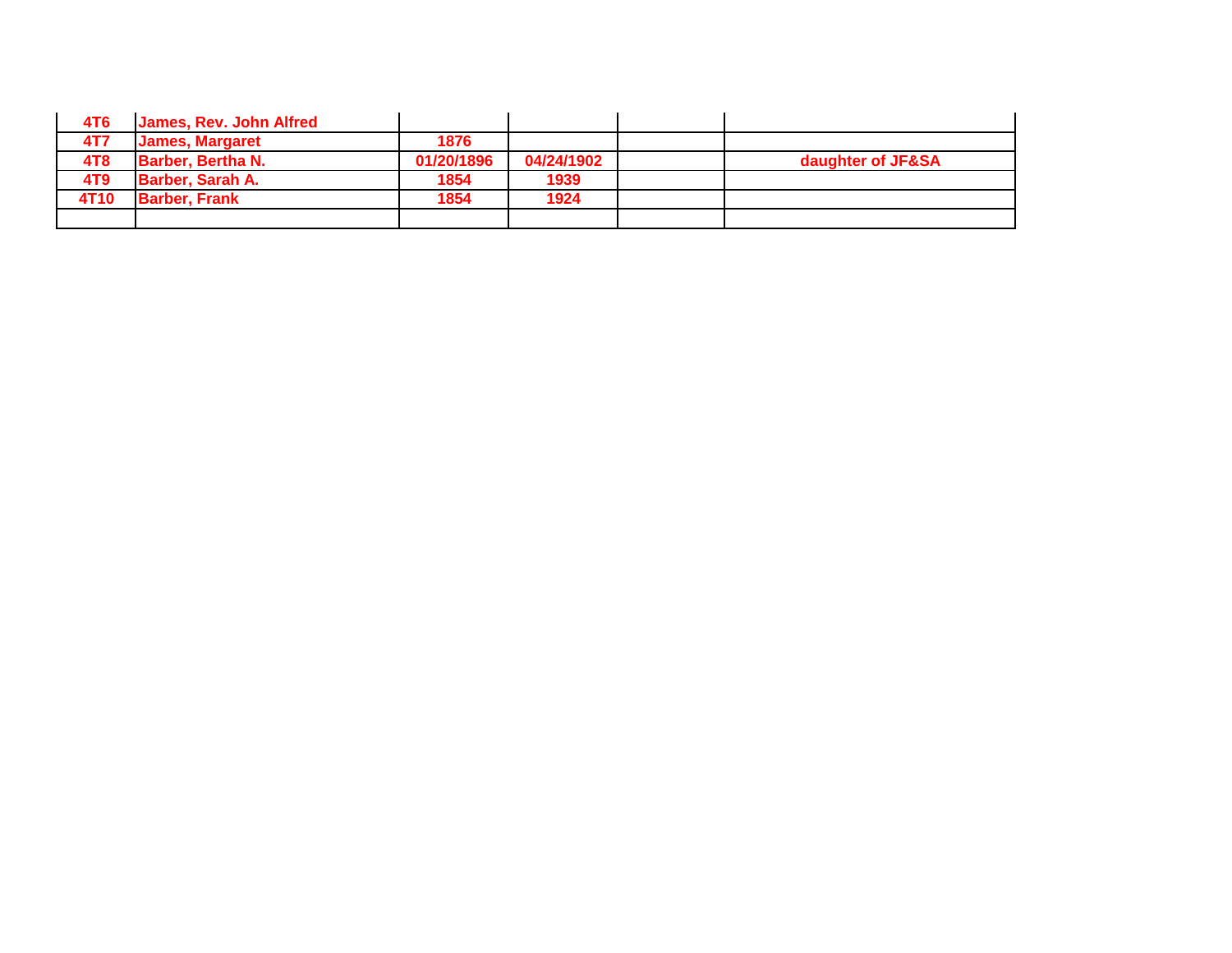| | | | | | |
|---|---|---|---|---|---|
| 4T6 | James, Rev. John Alfred | | | | |
| 4T7 | James, Margaret | 1876 | | | |
| 4T8 | Barber, Bertha N. | 01/20/1896 | 04/24/1902 | | daughter of JF&SA |
| 4T9 | Barber, Sarah A. | 1854 | 1939 | | |
| 4T10 | Barber, Frank | 1854 | 1924 | | |
| | | | | | |